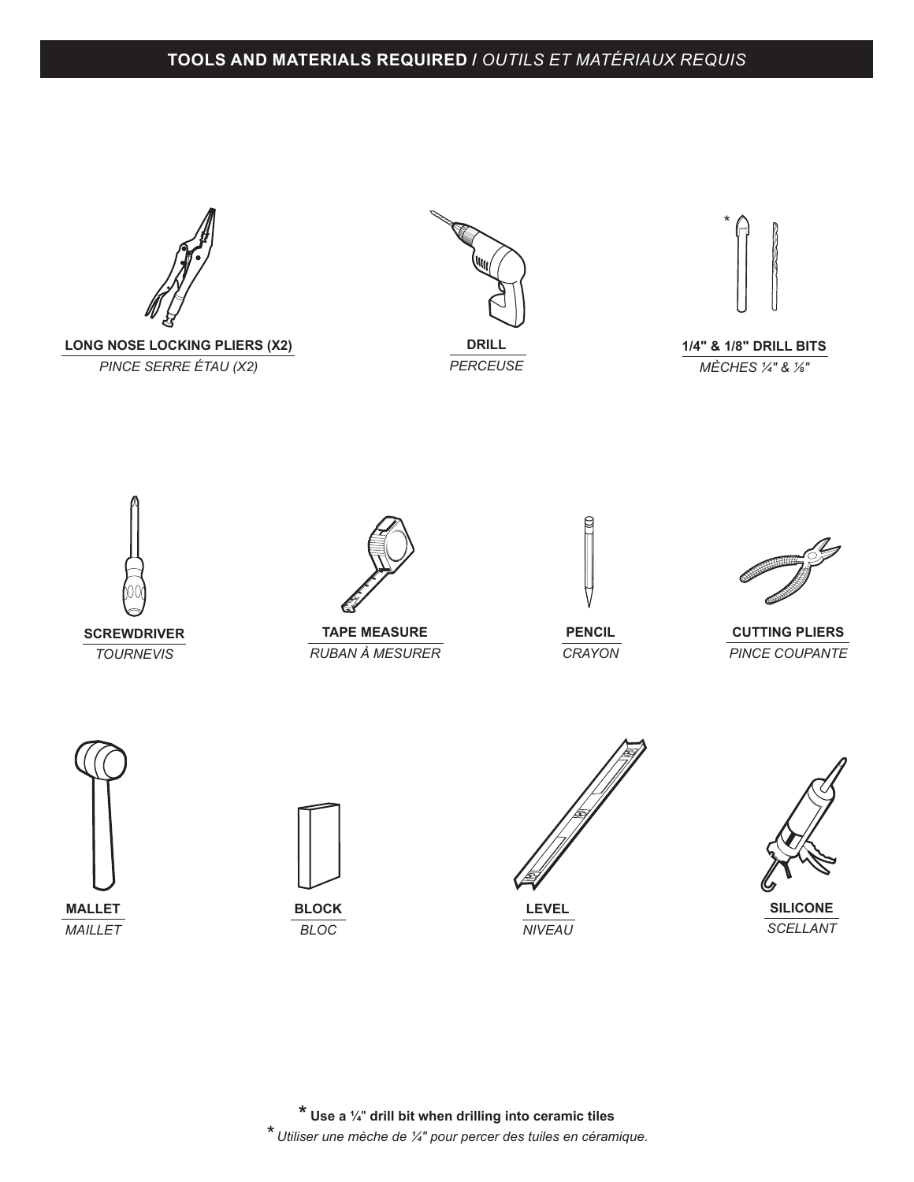## TOOLS AND MATERIALS REQUIRED / *OUTILS ET MATÉRIAUX REQUIS*

**LONG NOSE LOCKING PLIERS (X2)**
*PINCE SERRE ÉTAU (X2)*

**DRILL**
*PERCEUSE*

**1/4" & 1/8" DRILL BITS**
*MÈCHES ¼" & ⅛"*

**SCREWDRIVER**
*TOURNEVIS*

**TAPE MEASURE**
*RUBAN À MESURER*

**PENCIL**
*CRAYON*

**CUTTING PLIERS**
*PINCE COUPANTE*

**MALLET**
*MAILLET*

**BLOCK**
*BLOC*

**LEVEL**
*NIVEAU*

**SILICONE**
*SCELLANT*

\* **Use a ¼" drill bit when drilling into ceramic tiles**
\* *Utiliser une mèche de ¼" pour percer des tuiles en céramique.*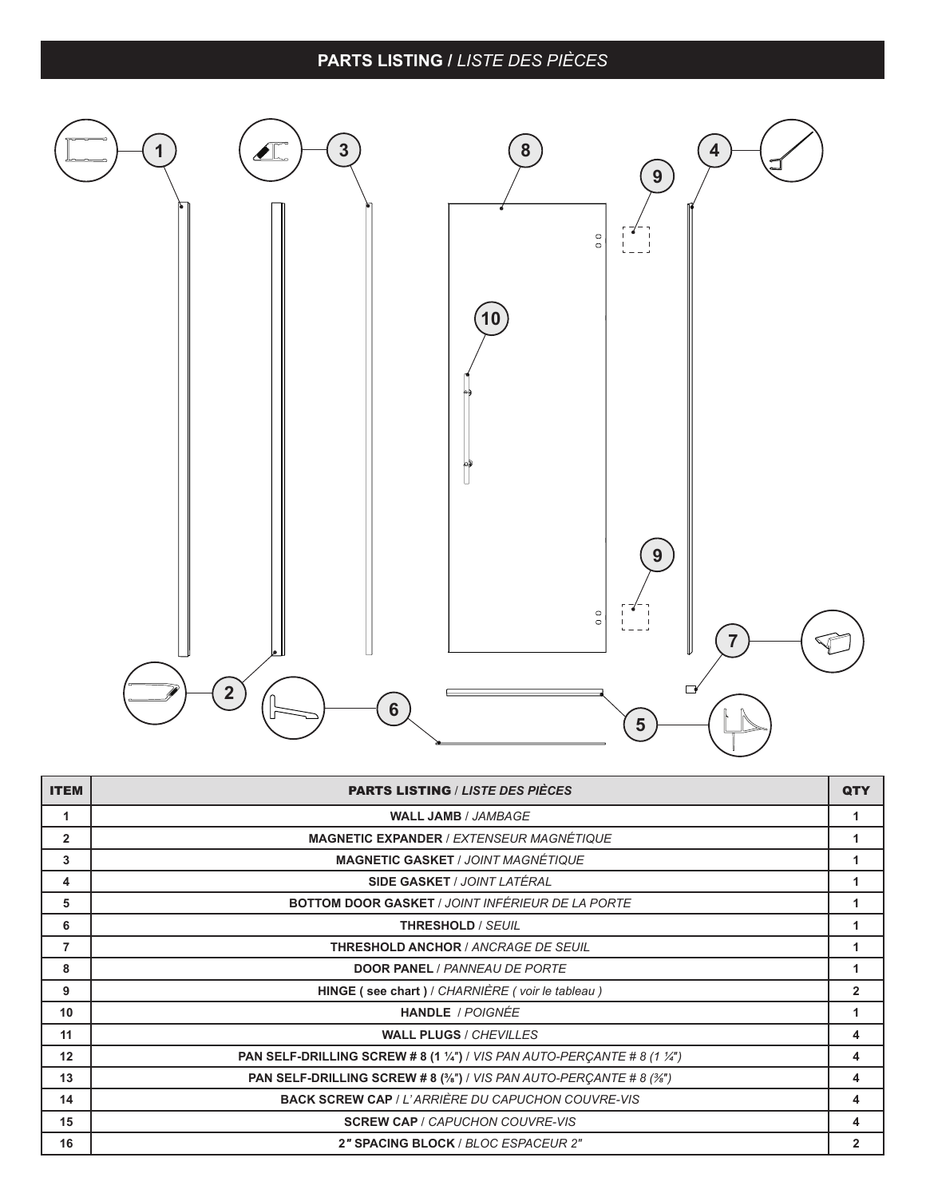## PARTS LISTING / *LISTE DES PIÈCES*

| ITEM | PARTS LISTING / *LISTE DES PIÈCES* | QTY |
|---|---|---|
| 1 | **WALL JAMB** / *JAMBAGE* | 1 |
| 2 | **MAGNETIC EXPANDER** / *EXTENSEUR MAGNÉTIQUE* | 1 |
| 3 | **MAGNETIC GASKET** / *JOINT MAGNÉTIQUE* | 1 |
| 4 | **SIDE GASKET** / *JOINT LATÉRAL* | 1 |
| 5 | **BOTTOM DOOR GASKET** / *JOINT INFÉRIEUR DE LA PORTE* | 1 |
| 6 | **THRESHOLD** / *SEUIL* | 1 |
| 7 | **THRESHOLD ANCHOR** / *ANCRAGE DE SEUIL* | 1 |
| 8 | **DOOR PANEL** / *PANNEAU DE PORTE* | 1 |
| 9 | **HINGE ( see chart )** / *CHARNIÈRE ( voir le tableau )* | 2 |
| 10 | **HANDLE** / *POIGNÉE* | 1 |
| 11 | **WALL PLUGS** / *CHEVILLES* | 4 |
| 12 | **PAN SELF-DRILLING SCREW # 8 (1 ¼")** / *VIS PAN AUTO-PERÇANTE # 8 (1 ¼")* | 4 |
| 13 | **PAN SELF-DRILLING SCREW # 8 (⅜")** / *VIS PAN AUTO-PERÇANTE # 8 (⅜")* | 4 |
| 14 | **BACK SCREW CAP** / *L'ARRIÈRE DU CAPUCHON COUVRE-VIS* | 4 |
| 15 | **SCREW CAP** / *CAPUCHON COUVRE-VIS* | 4 |
| 16 | **2" SPACING BLOCK** / *BLOC ESPACEUR 2"* | 2 |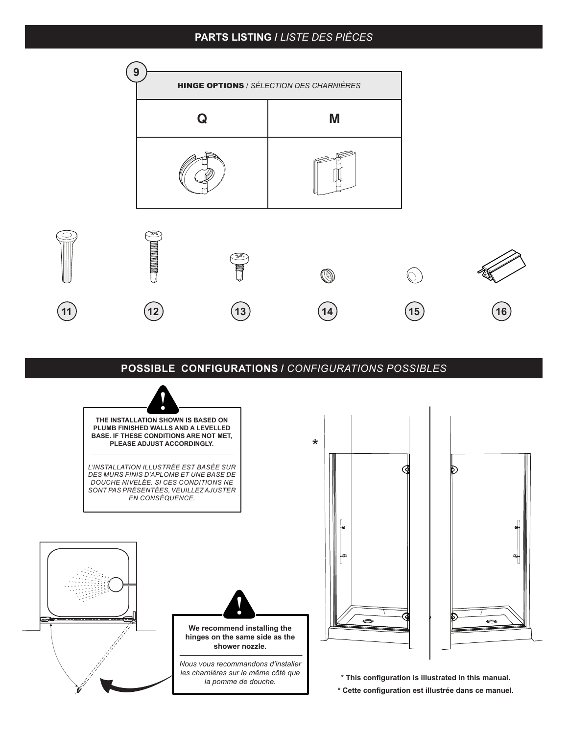## PARTS LISTING / *LISTE DES PIÈCES*

9

| HINGE OPTIONS / *SÉLECTION DES CHARNIÈRES* | |
| --- | --- |
| Q | M |

11 12 13 14 15 16

## POSSIBLE CONFIGURATIONS / *CONFIGURATIONS POSSIBLES*

**THE INSTALLATION SHOWN IS BASED ON PLUMB FINISHED WALLS AND A LEVELLED BASE. IF THESE CONDITIONS ARE NOT MET, PLEASE ADJUST ACCORDINGLY.**

*L'INSTALLATION ILLUSTRÉE EST BASÉE SUR DES MURS FINIS D'APLOMB ET UNE BASE DE DOUCHE NIVELÉE. SI CES CONDITIONS NE SONT PAS PRÉSENTÉES, VEUILLEZ AJUSTER EN CONSÉQUENCE.*

**We recommend installing the hinges on the same side as the shower nozzle.**

*Nous vous recommandons d'installer les charnières sur le même côté que la pomme de douche.*

*

**\* This configuration is illustrated in this manual.**

**\* Cette configuration est illustrée dans ce manuel.**